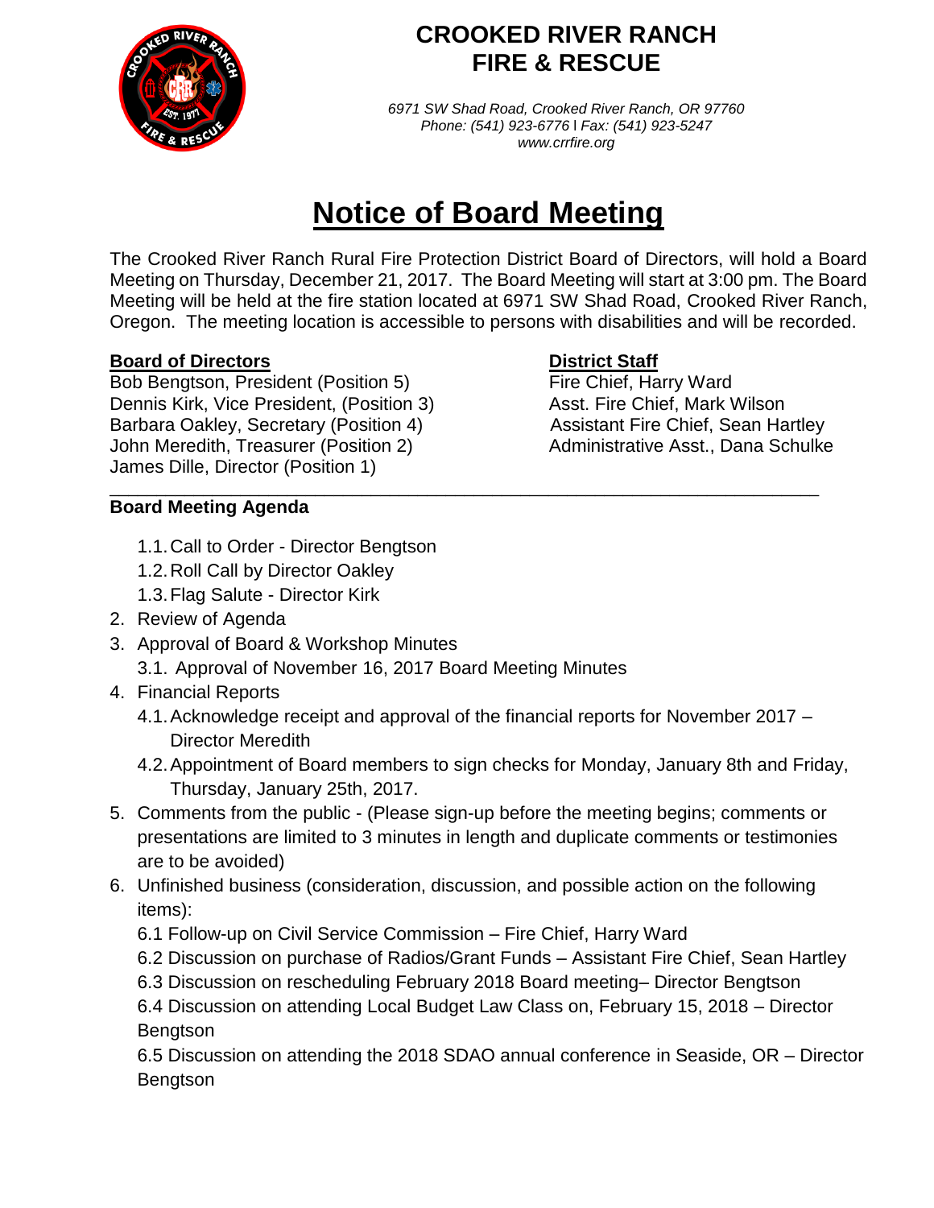# CROOKED RIVER RANCH FIRE & RESCUE

*6971 SW Shad Road, Crooked River Ranch, OR 97760*
*Phone: (541) 923-6776 | Fax: (541) 923-5247*
*www.crrfire.org*

# Notice of Board Meeting

The Crooked River Ranch Rural Fire Protection District Board of Directors, will hold a Board Meeting on Thursday, December 21, 2017. The Board Meeting will start at 3:00 pm. The Board Meeting will be held at the fire station located at 6971 SW Shad Road, Crooked River Ranch, Oregon. The meeting location is accessible to persons with disabilities and will be recorded.

**Board of Directors**

Bob Bengtson, President (Position 5)
Dennis Kirk, Vice President, (Position 3)
Barbara Oakley, Secretary (Position 4)
John Meredith, Treasurer (Position 2)
James Dille, Director (Position 1)

**District Staff**

Fire Chief, Harry Ward
Asst. Fire Chief, Mark Wilson
Assistant Fire Chief, Sean Hartley
Administrative Asst., Dana Schulke

---

**Board Meeting Agenda**

- 1.1. Call to Order - Director Bengtson
- 1.2. Roll Call by Director Oakley
- 1.3. Flag Salute - Director Kirk

2. Review of Agenda
3. Approval of Board & Workshop Minutes
   - 3.1. Approval of November 16, 2017 Board Meeting Minutes
4. Financial Reports
   - 4.1. Acknowledge receipt and approval of the financial reports for November 2017 – Director Meredith
   - 4.2. Appointment of Board members to sign checks for Monday, January 8th and Friday, Thursday, January 25th, 2017.
5. Comments from the public - (Please sign-up before the meeting begins; comments or presentations are limited to 3 minutes in length and duplicate comments or testimonies are to be avoided)
6. Unfinished business (consideration, discussion, and possible action on the following items):
   - 6.1 Follow-up on Civil Service Commission – Fire Chief, Harry Ward
   - 6.2 Discussion on purchase of Radios/Grant Funds – Assistant Fire Chief, Sean Hartley
   - 6.3 Discussion on rescheduling February 2018 Board meeting– Director Bengtson
   - 6.4 Discussion on attending Local Budget Law Class on, February 15, 2018 – Director Bengtson
   - 6.5 Discussion on attending the 2018 SDAO annual conference in Seaside, OR – Director Bengtson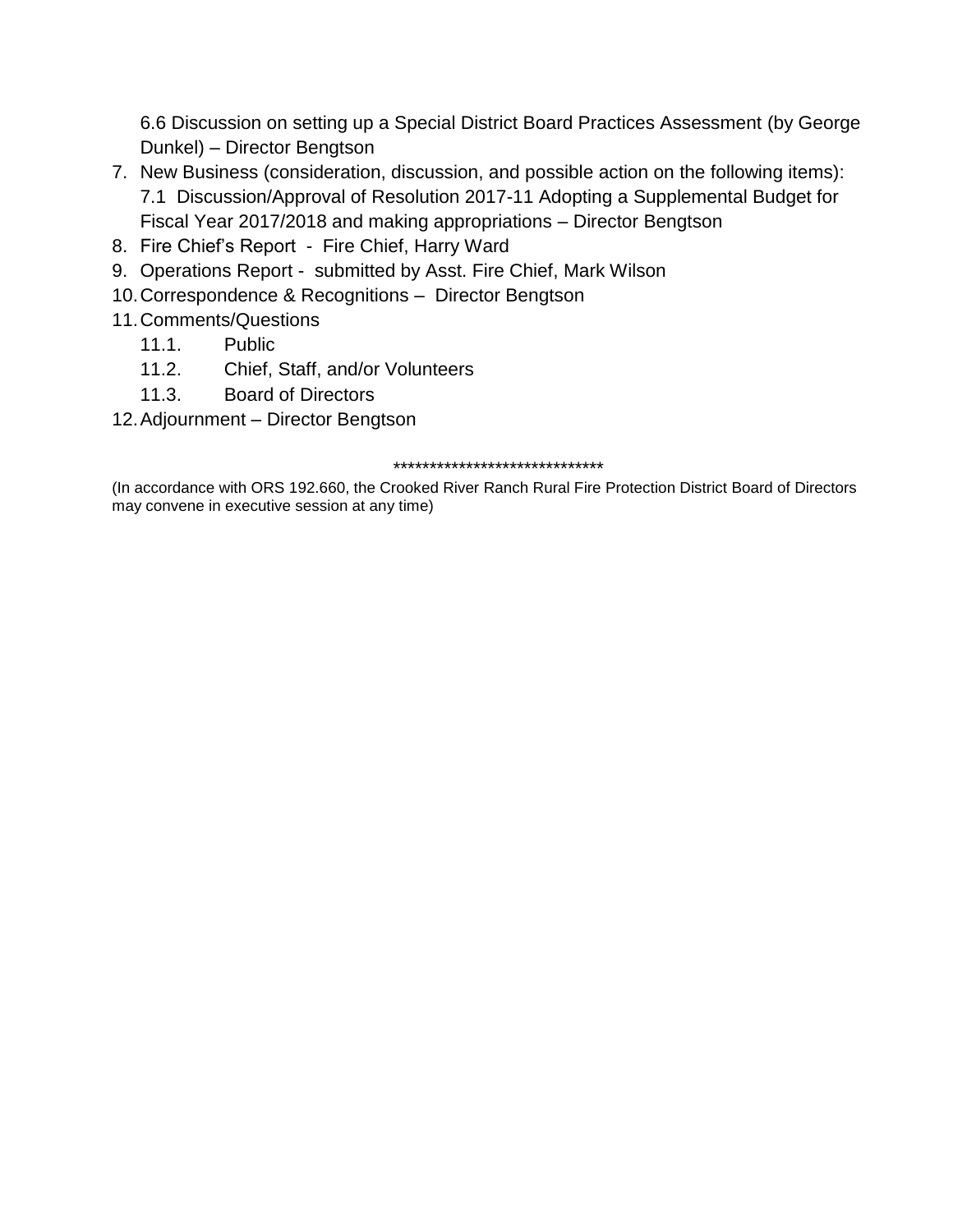6.6 Discussion on setting up a Special District Board Practices Assessment (by George Dunkel) – Director Bengtson

7. New Business (consideration, discussion, and possible action on the following items):
   7.1 Discussion/Approval of Resolution 2017-11 Adopting a Supplemental Budget for Fiscal Year 2017/2018 and making appropriations – Director Bengtson
8. Fire Chief's Report - Fire Chief, Harry Ward
9. Operations Report - submitted by Asst. Fire Chief, Mark Wilson
10. Correspondence & Recognitions – Director Bengtson
11. Comments/Questions
    11.1. Public
    11.2. Chief, Staff, and/or Volunteers
    11.3. Board of Directors
12. Adjournment – Director Bengtson

*****************************

(In accordance with ORS 192.660, the Crooked River Ranch Rural Fire Protection District Board of Directors may convene in executive session at any time)